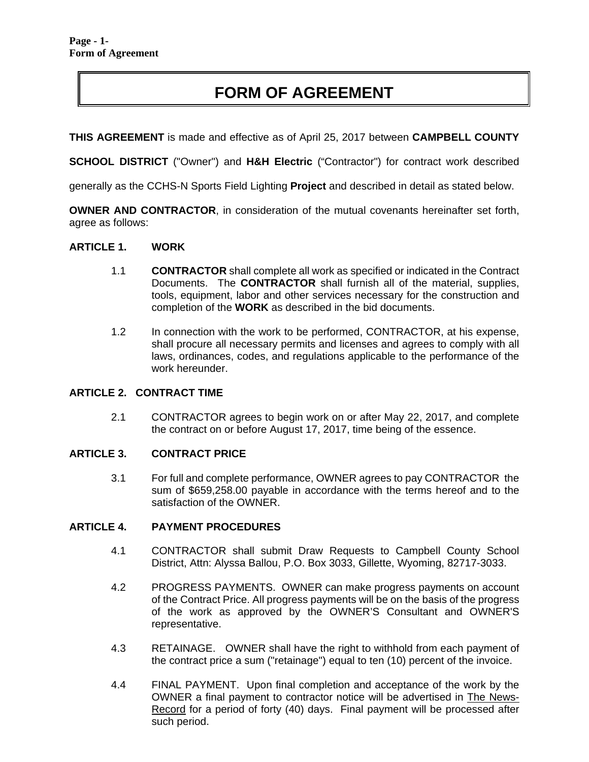# FORM OF AGREEMENT

**THIS AGREEMENT** is made and effective as of April 25, 2017 between **CAMPBELL COUNTY SCHOOL DISTRICT** ("Owner") and **H&H Electric** ("Contractor") for contract work described generally as the CCHS-N Sports Field Lighting **Project** and described in detail as stated below.

**OWNER AND CONTRACTOR**, in consideration of the mutual covenants hereinafter set forth, agree as follows:

## ARTICLE 1. WORK

1.1 **CONTRACTOR** shall complete all work as specified or indicated in the Contract Documents. The **CONTRACTOR** shall furnish all of the material, supplies, tools, equipment, labor and other services necessary for the construction and completion of the **WORK** as described in the bid documents.

1.2 In connection with the work to be performed, CONTRACTOR, at his expense, shall procure all necessary permits and licenses and agrees to comply with all laws, ordinances, codes, and regulations applicable to the performance of the work hereunder.

## ARTICLE 2. CONTRACT TIME

2.1 CONTRACTOR agrees to begin work on or after May 22, 2017, and complete the contract on or before August 17, 2017, time being of the essence.

## ARTICLE 3. CONTRACT PRICE

3.1 For full and complete performance, OWNER agrees to pay CONTRACTOR the sum of $659,258.00 payable in accordance with the terms hereof and to the satisfaction of the OWNER.

## ARTICLE 4. PAYMENT PROCEDURES

4.1 CONTRACTOR shall submit Draw Requests to Campbell County School District, Attn: Alyssa Ballou, P.O. Box 3033, Gillette, Wyoming, 82717-3033.

4.2 PROGRESS PAYMENTS. OWNER can make progress payments on account of the Contract Price. All progress payments will be on the basis of the progress of the work as approved by the OWNER'S Consultant and OWNER'S representative.

4.3 RETAINAGE. OWNER shall have the right to withhold from each payment of the contract price a sum ("retainage") equal to ten (10) percent of the invoice.

4.4 FINAL PAYMENT. Upon final completion and acceptance of the work by the OWNER a final payment to contractor notice will be advertised in The News-Record for a period of forty (40) days. Final payment will be processed after such period.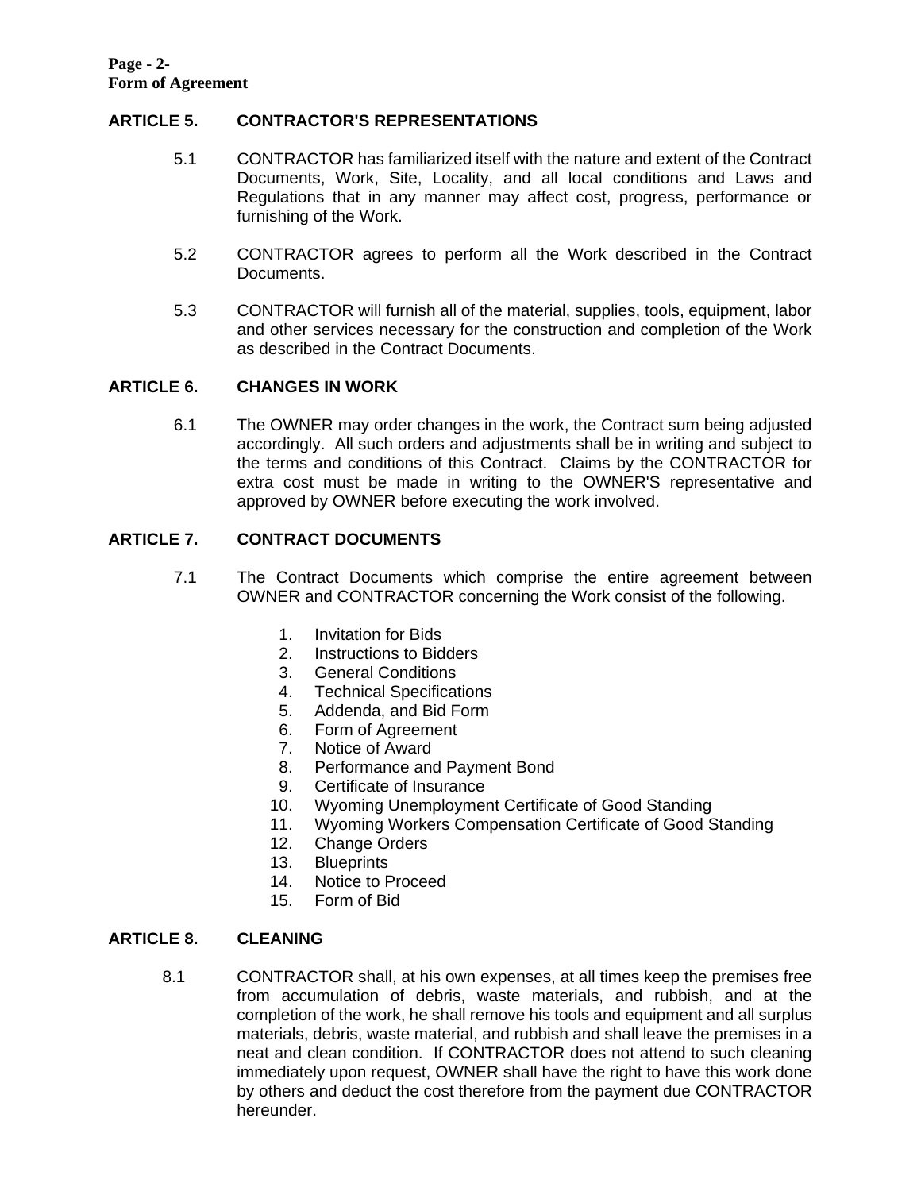## ARTICLE 5. CONTRACTOR'S REPRESENTATIONS

5.1 CONTRACTOR has familiarized itself with the nature and extent of the Contract Documents, Work, Site, Locality, and all local conditions and Laws and Regulations that in any manner may affect cost, progress, performance or furnishing of the Work.

5.2 CONTRACTOR agrees to perform all the Work described in the Contract Documents.

5.3 CONTRACTOR will furnish all of the material, supplies, tools, equipment, labor and other services necessary for the construction and completion of the Work as described in the Contract Documents.

## ARTICLE 6. CHANGES IN WORK

6.1 The OWNER may order changes in the work, the Contract sum being adjusted accordingly. All such orders and adjustments shall be in writing and subject to the terms and conditions of this Contract. Claims by the CONTRACTOR for extra cost must be made in writing to the OWNER'S representative and approved by OWNER before executing the work involved.

## ARTICLE 7. CONTRACT DOCUMENTS

7.1 The Contract Documents which comprise the entire agreement between OWNER and CONTRACTOR concerning the Work consist of the following.

1. Invitation for Bids
2. Instructions to Bidders
3. General Conditions
4. Technical Specifications
5. Addenda, and Bid Form
6. Form of Agreement
7. Notice of Award
8. Performance and Payment Bond
9. Certificate of Insurance
10. Wyoming Unemployment Certificate of Good Standing
11. Wyoming Workers Compensation Certificate of Good Standing
12. Change Orders
13. Blueprints
14. Notice to Proceed
15. Form of Bid

## ARTICLE 8. CLEANING

8.1 CONTRACTOR shall, at his own expenses, at all times keep the premises free from accumulation of debris, waste materials, and rubbish, and at the completion of the work, he shall remove his tools and equipment and all surplus materials, debris, waste material, and rubbish and shall leave the premises in a neat and clean condition. If CONTRACTOR does not attend to such cleaning immediately upon request, OWNER shall have the right to have this work done by others and deduct the cost therefore from the payment due CONTRACTOR hereunder.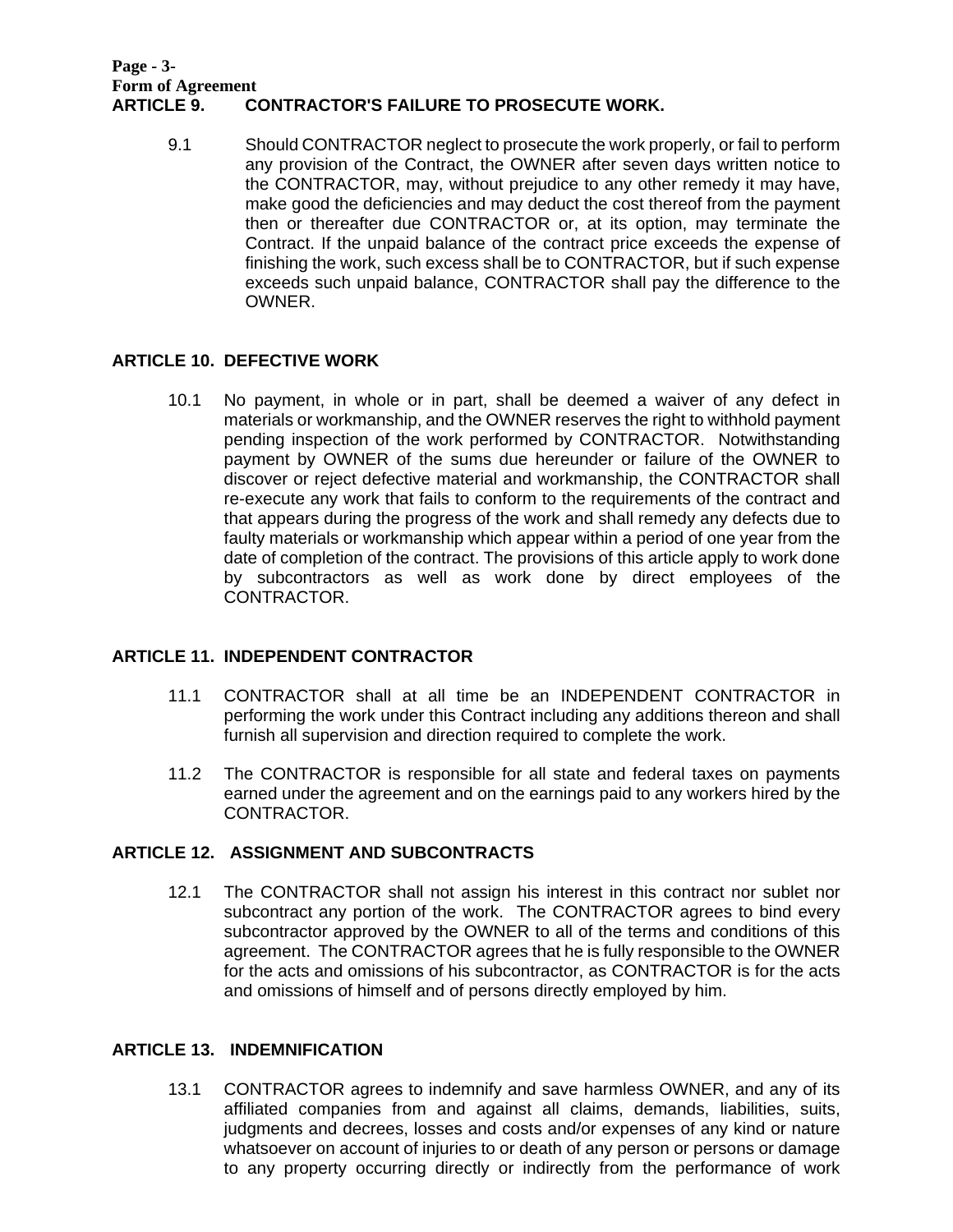## ARTICLE 9. CONTRACTOR'S FAILURE TO PROSECUTE WORK.

9.1 Should CONTRACTOR neglect to prosecute the work properly, or fail to perform any provision of the Contract, the OWNER after seven days written notice to the CONTRACTOR, may, without prejudice to any other remedy it may have, make good the deficiencies and may deduct the cost thereof from the payment then or thereafter due CONTRACTOR or, at its option, may terminate the Contract. If the unpaid balance of the contract price exceeds the expense of finishing the work, such excess shall be to CONTRACTOR, but if such expense exceeds such unpaid balance, CONTRACTOR shall pay the difference to the OWNER.

## ARTICLE 10. DEFECTIVE WORK

10.1 No payment, in whole or in part, shall be deemed a waiver of any defect in materials or workmanship, and the OWNER reserves the right to withhold payment pending inspection of the work performed by CONTRACTOR. Notwithstanding payment by OWNER of the sums due hereunder or failure of the OWNER to discover or reject defective material and workmanship, the CONTRACTOR shall re-execute any work that fails to conform to the requirements of the contract and that appears during the progress of the work and shall remedy any defects due to faulty materials or workmanship which appear within a period of one year from the date of completion of the contract. The provisions of this article apply to work done by subcontractors as well as work done by direct employees of the CONTRACTOR.

## ARTICLE 11. INDEPENDENT CONTRACTOR

11.1 CONTRACTOR shall at all time be an INDEPENDENT CONTRACTOR in performing the work under this Contract including any additions thereon and shall furnish all supervision and direction required to complete the work.

11.2 The CONTRACTOR is responsible for all state and federal taxes on payments earned under the agreement and on the earnings paid to any workers hired by the CONTRACTOR.

## ARTICLE 12. ASSIGNMENT AND SUBCONTRACTS

12.1 The CONTRACTOR shall not assign his interest in this contract nor sublet nor subcontract any portion of the work. The CONTRACTOR agrees to bind every subcontractor approved by the OWNER to all of the terms and conditions of this agreement. The CONTRACTOR agrees that he is fully responsible to the OWNER for the acts and omissions of his subcontractor, as CONTRACTOR is for the acts and omissions of himself and of persons directly employed by him.

## ARTICLE 13. INDEMNIFICATION

13.1 CONTRACTOR agrees to indemnify and save harmless OWNER, and any of its affiliated companies from and against all claims, demands, liabilities, suits, judgments and decrees, losses and costs and/or expenses of any kind or nature whatsoever on account of injuries to or death of any person or persons or damage to any property occurring directly or indirectly from the performance of work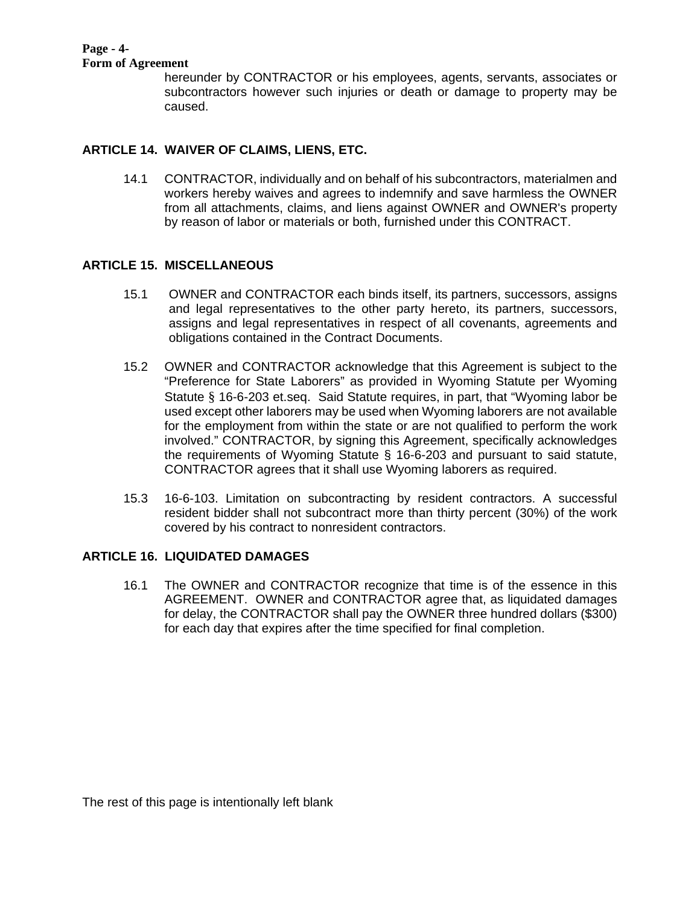hereunder by CONTRACTOR or his employees, agents, servants, associates or subcontractors however such injuries or death or damage to property may be caused.

## ARTICLE 14. WAIVER OF CLAIMS, LIENS, ETC.

14.1 CONTRACTOR, individually and on behalf of his subcontractors, materialmen and workers hereby waives and agrees to indemnify and save harmless the OWNER from all attachments, claims, and liens against OWNER and OWNER's property by reason of labor or materials or both, furnished under this CONTRACT.

## ARTICLE 15. MISCELLANEOUS

15.1 OWNER and CONTRACTOR each binds itself, its partners, successors, assigns and legal representatives to the other party hereto, its partners, successors, assigns and legal representatives in respect of all covenants, agreements and obligations contained in the Contract Documents.

15.2 OWNER and CONTRACTOR acknowledge that this Agreement is subject to the "Preference for State Laborers" as provided in Wyoming Statute per Wyoming Statute § 16-6-203 et.seq. Said Statute requires, in part, that "Wyoming labor be used except other laborers may be used when Wyoming laborers are not available for the employment from within the state or are not qualified to perform the work involved." CONTRACTOR, by signing this Agreement, specifically acknowledges the requirements of Wyoming Statute § 16-6-203 and pursuant to said statute, CONTRACTOR agrees that it shall use Wyoming laborers as required.

15.3 16-6-103. Limitation on subcontracting by resident contractors. A successful resident bidder shall not subcontract more than thirty percent (30%) of the work covered by his contract to nonresident contractors.

## ARTICLE 16. LIQUIDATED DAMAGES

16.1 The OWNER and CONTRACTOR recognize that time is of the essence in this AGREEMENT. OWNER and CONTRACTOR agree that, as liquidated damages for delay, the CONTRACTOR shall pay the OWNER three hundred dollars ($300) for each day that expires after the time specified for final completion.

The rest of this page is intentionally left blank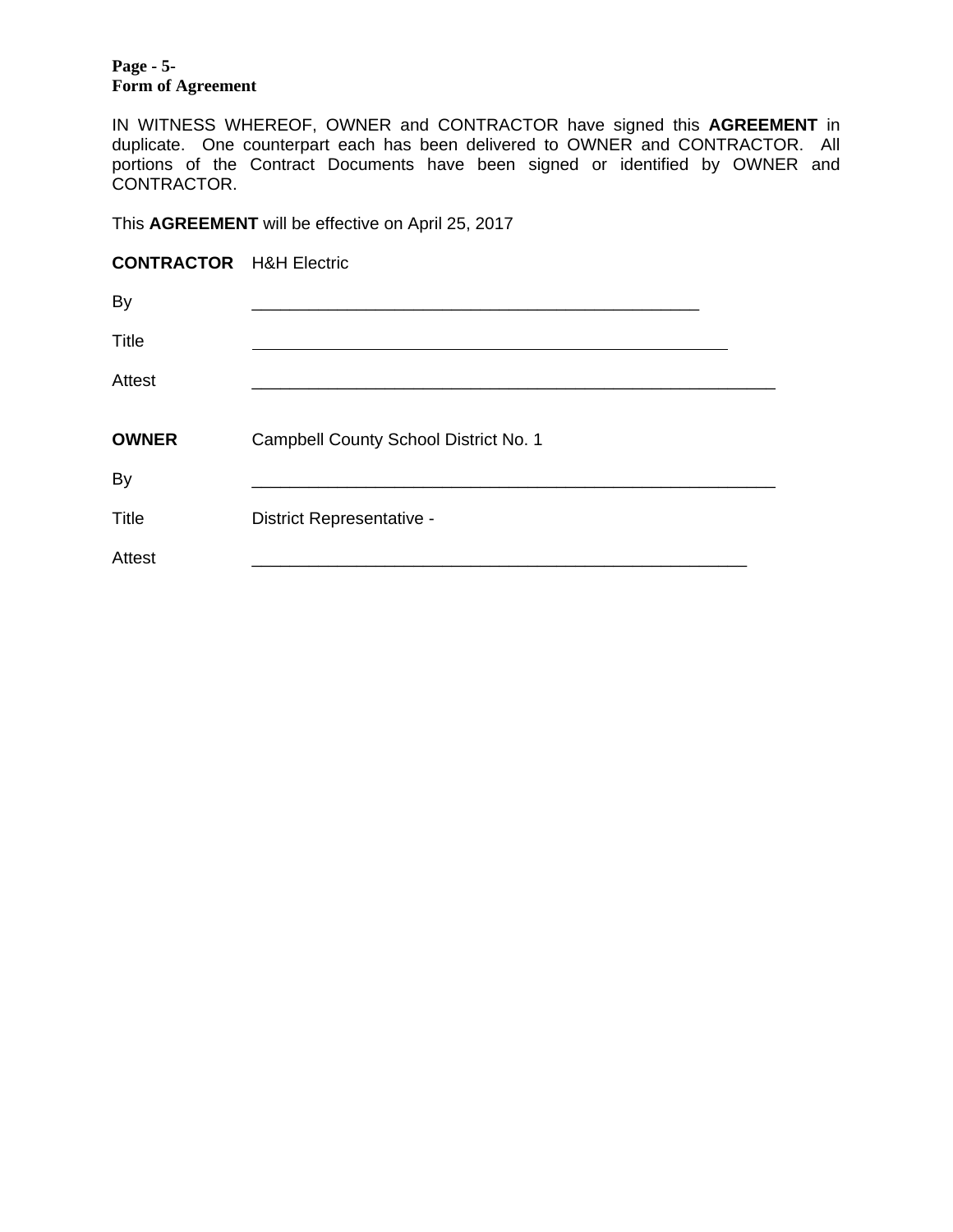**Page - 5-**
**Form of Agreement**

IN WITNESS WHEREOF, OWNER and CONTRACTOR have signed this **AGREEMENT** in duplicate. One counterpart each has been delivered to OWNER and CONTRACTOR. All portions of the Contract Documents have been signed or identified by OWNER and CONTRACTOR.

This **AGREEMENT** will be effective on April 25, 2017

**CONTRACTOR** H&H Electric

By ________________________________________________

Title ________________________________________________

Attest ________________________________________________

**OWNER** Campbell County School District No. 1

By ________________________________________________

Title District Representative -

Attest ________________________________________________